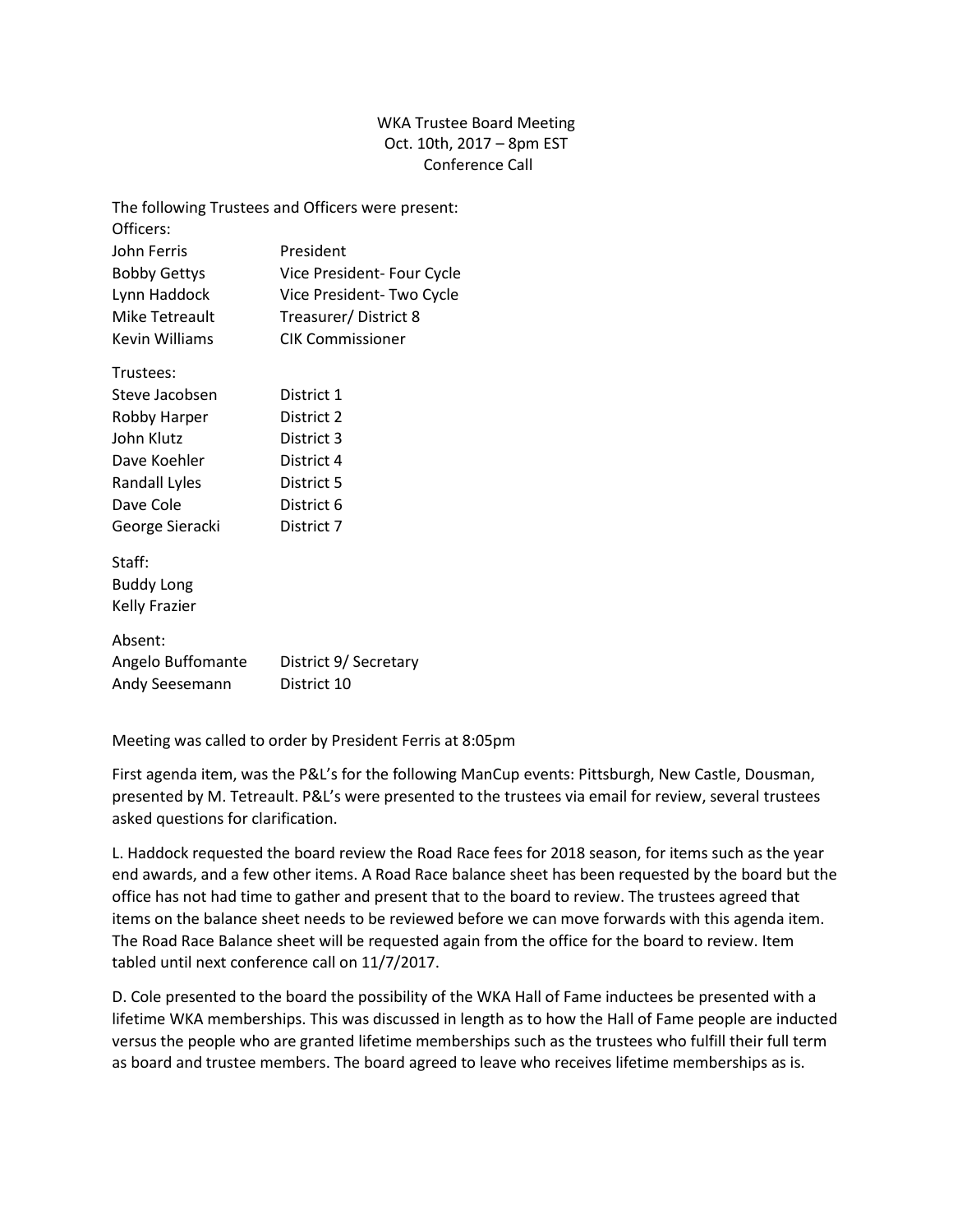WKA Trustee Board Meeting
Oct. 10th, 2017 – 8pm EST
Conference Call

The following Trustees and Officers were present:

Officers:

| | |
|---|---|
| John Ferris | President |
| Bobby Gettys | Vice President- Four Cycle |
| Lynn Haddock | Vice President- Two Cycle |
| Mike Tetreault | Treasurer/ District 8 |
| Kevin Williams | CIK Commissioner |

Trustees:

| | |
|---|---|
| Steve Jacobsen | District 1 |
| Robby Harper | District 2 |
| John Klutz | District 3 |
| Dave Koehler | District 4 |
| Randall Lyles | District 5 |
| Dave Cole | District 6 |
| George Sieracki | District 7 |

Staff:
Buddy Long
Kelly Frazier

Absent:

| | |
|---|---|
| Angelo Buffomante | District 9/ Secretary |
| Andy Seesemann | District 10 |

Meeting was called to order by President Ferris at 8:05pm

First agenda item, was the P&L's for the following ManCup events: Pittsburgh, New Castle, Dousman, presented by M. Tetreault. P&L's were presented to the trustees via email for review, several trustees asked questions for clarification.

L. Haddock requested the board review the Road Race fees for 2018 season, for items such as the year end awards, and a few other items. A Road Race balance sheet has been requested by the board but the office has not had time to gather and present that to the board to review. The trustees agreed that items on the balance sheet needs to be reviewed before we can move forwards with this agenda item. The Road Race Balance sheet will be requested again from the office for the board to review. Item tabled until next conference call on 11/7/2017.

D. Cole presented to the board the possibility of the WKA Hall of Fame inductees be presented with a lifetime WKA memberships. This was discussed in length as to how the Hall of Fame people are inducted versus the people who are granted lifetime memberships such as the trustees who fulfill their full term as board and trustee members. The board agreed to leave who receives lifetime memberships as is.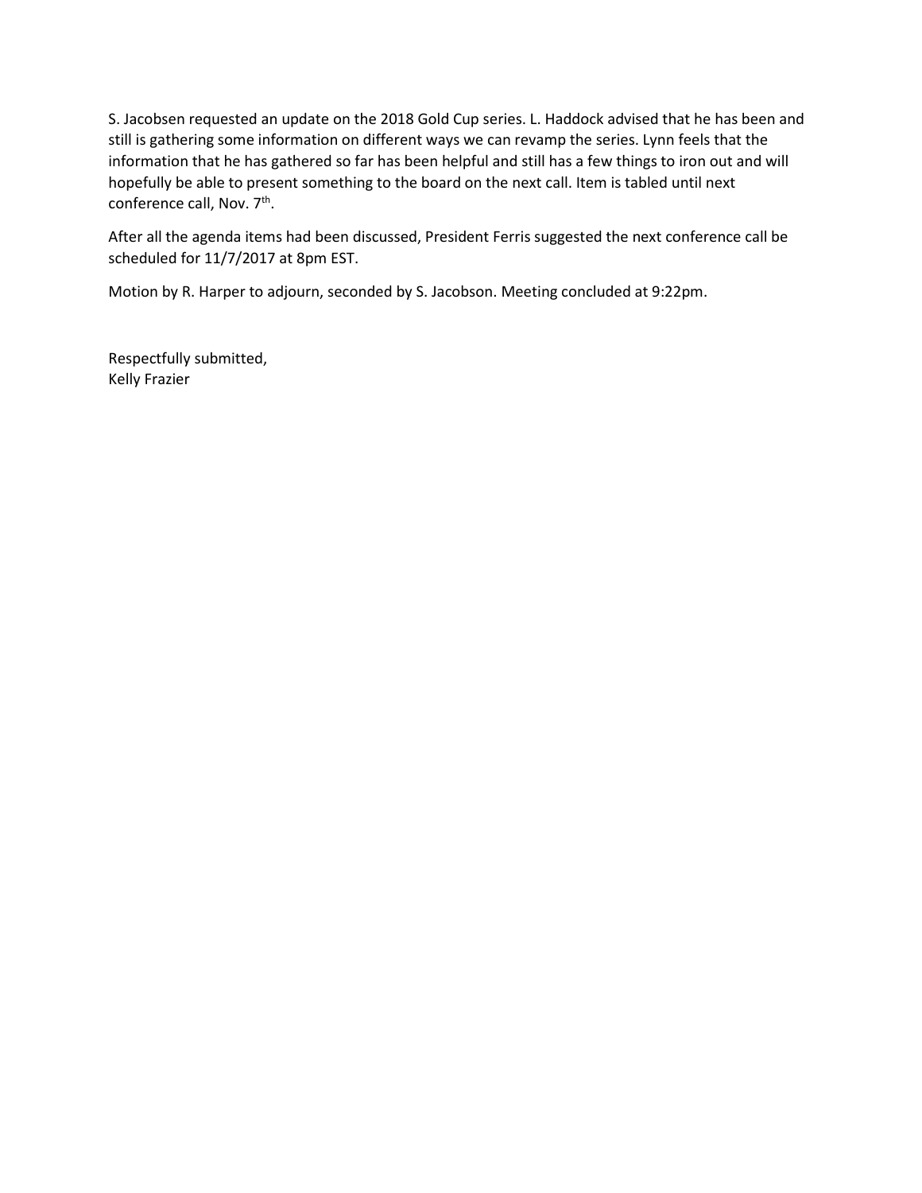S. Jacobsen requested an update on the 2018 Gold Cup series. L. Haddock advised that he has been and still is gathering some information on different ways we can revamp the series. Lynn feels that the information that he has gathered so far has been helpful and still has a few things to iron out and will hopefully be able to present something to the board on the next call. Item is tabled until next conference call, Nov. 7th.

After all the agenda items had been discussed, President Ferris suggested the next conference call be scheduled for 11/7/2017 at 8pm EST.

Motion by R. Harper to adjourn, seconded by S. Jacobson. Meeting concluded at 9:22pm.

Respectfully submitted,  
Kelly Frazier